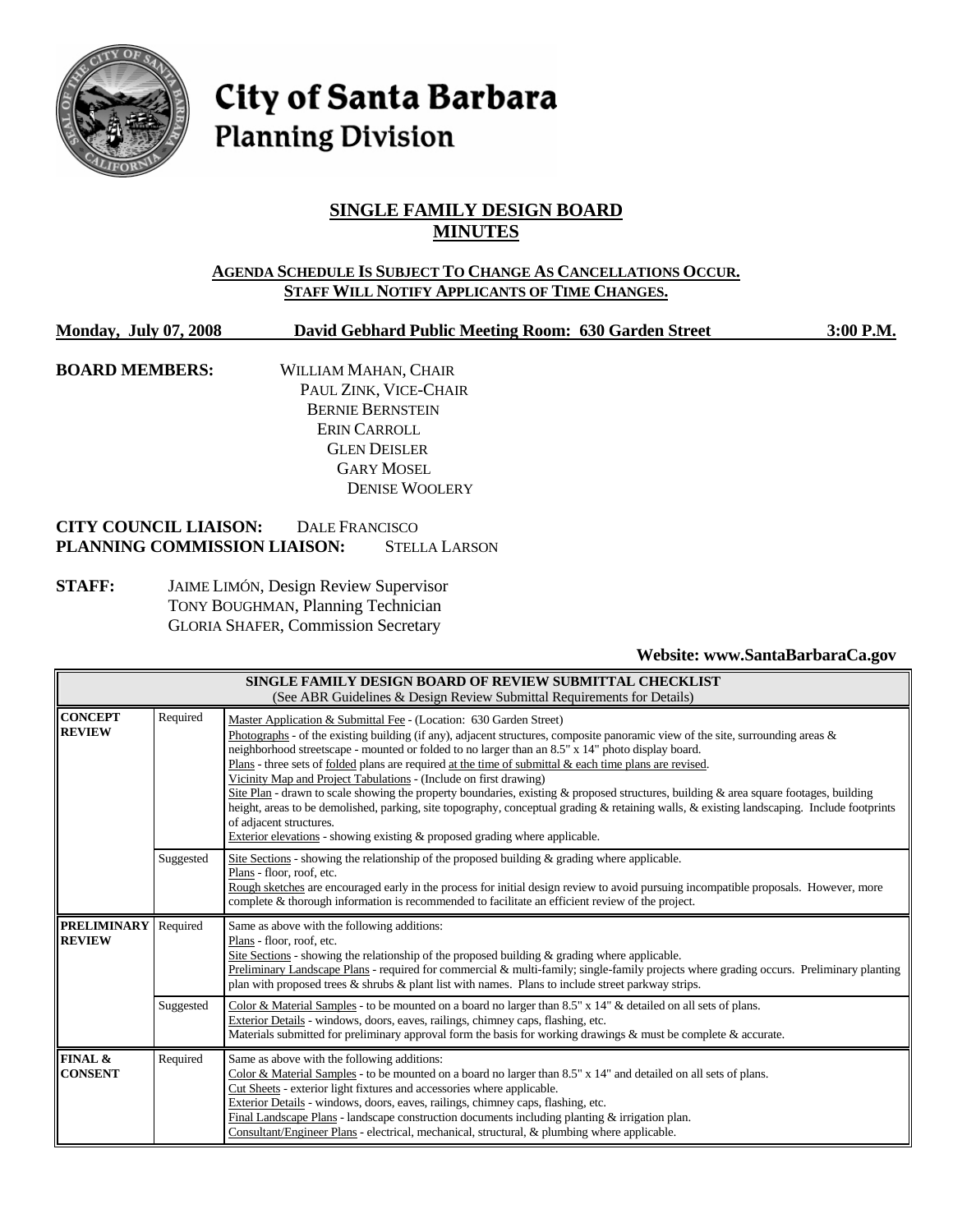# City of Santa Barbara
## Planning Division

## SINGLE FAMILY DESIGN BOARD
## MINUTES

**AGENDA SCHEDULE IS SUBJECT TO CHANGE AS CANCELLATIONS OCCUR.**
**STAFF WILL NOTIFY APPLICANTS OF TIME CHANGES.**

**Monday, July 07, 2008** **David Gebhard Public Meeting Room: 630 Garden Street** **3:00 P.M.**

**BOARD MEMBERS:**
WILLIAM MAHAN, CHAIR
PAUL ZINK, VICE-CHAIR
BERNIE BERNSTEIN
ERIN CARROLL
GLEN DEISLER
GARY MOSEL
DENISE WOOLERY

**CITY COUNCIL LIAISON:** DALE FRANCISCO
**PLANNING COMMISSION LIAISON:** STELLA LARSON

**STAFF:**
JAIME LIMÓN, Design Review Supervisor
TONY BOUGHMAN, Planning Technician
GLORIA SHAFER, Commission Secretary

**Website: www.SantaBarbaraCa.gov**

| SINGLE FAMILY DESIGN BOARD OF REVIEW SUBMITTAL CHECKLIST (See ABR Guidelines & Design Review Submittal Requirements for Details) | | |
|---|---|---|
| **CONCEPT REVIEW** | Required | Master Application & Submittal Fee - (Location: 630 Garden Street)<br>Photographs - of the existing building (if any), adjacent structures, composite panoramic view of the site, surrounding areas & neighborhood streetscape - mounted or folded to no larger than an 8.5" x 14" photo display board.<br>Plans - three sets of folded plans are required at the time of submittal & each time plans are revised.<br>Vicinity Map and Project Tabulations - (Include on first drawing)<br>Site Plan - drawn to scale showing the property boundaries, existing & proposed structures, building & area square footages, building height, areas to be demolished, parking, site topography, conceptual grading & retaining walls, & existing landscaping. Include footprints of adjacent structures.<br>Exterior elevations - showing existing & proposed grading where applicable. |
| | Suggested | Site Sections - showing the relationship of the proposed building & grading where applicable.<br>Plans - floor, roof, etc.<br>Rough sketches are encouraged early in the process for initial design review to avoid pursuing incompatible proposals. However, more complete & thorough information is recommended to facilitate an efficient review of the project. |
| **PRELIMINARY REVIEW** | Required | Same as above with the following additions:<br>Plans - floor, roof, etc.<br>Site Sections - showing the relationship of the proposed building & grading where applicable.<br>Preliminary Landscape Plans - required for commercial & multi-family; single-family projects where grading occurs. Preliminary planting plan with proposed trees & shrubs & plant list with names. Plans to include street parkway strips. |
| | Suggested | Color & Material Samples - to be mounted on a board no larger than 8.5" x 14" & detailed on all sets of plans.<br>Exterior Details - windows, doors, eaves, railings, chimney caps, flashing, etc.<br>Materials submitted for preliminary approval form the basis for working drawings & must be complete & accurate. |
| **FINAL & CONSENT** | Required | Same as above with the following additions:<br>Color & Material Samples - to be mounted on a board no larger than 8.5" x 14" and detailed on all sets of plans.<br>Cut Sheets - exterior light fixtures and accessories where applicable.<br>Exterior Details - windows, doors, eaves, railings, chimney caps, flashing, etc.<br>Final Landscape Plans - landscape construction documents including planting & irrigation plan.<br>Consultant/Engineer Plans - electrical, mechanical, structural, & plumbing where applicable. |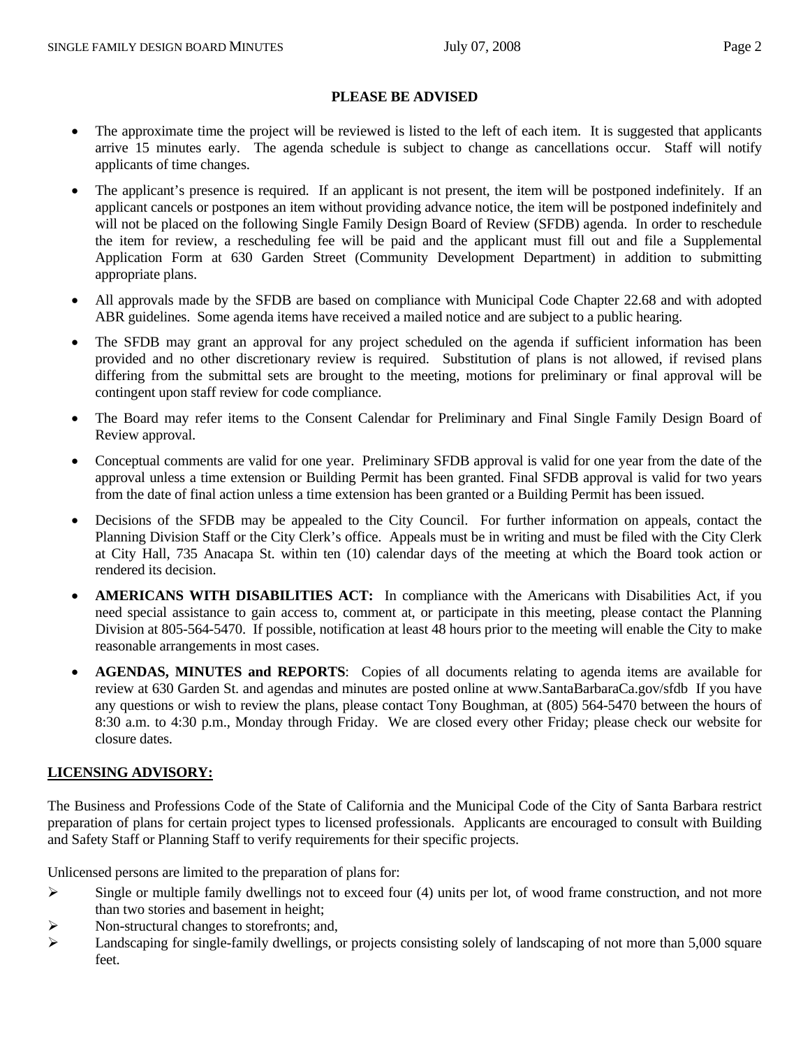**PLEASE BE ADVISED**

- The approximate time the project will be reviewed is listed to the left of each item. It is suggested that applicants arrive 15 minutes early. The agenda schedule is subject to change as cancellations occur. Staff will notify applicants of time changes.
- The applicant's presence is required. If an applicant is not present, the item will be postponed indefinitely. If an applicant cancels or postpones an item without providing advance notice, the item will be postponed indefinitely and will not be placed on the following Single Family Design Board of Review (SFDB) agenda. In order to reschedule the item for review, a rescheduling fee will be paid and the applicant must fill out and file a Supplemental Application Form at 630 Garden Street (Community Development Department) in addition to submitting appropriate plans.
- All approvals made by the SFDB are based on compliance with Municipal Code Chapter 22.68 and with adopted ABR guidelines. Some agenda items have received a mailed notice and are subject to a public hearing.
- The SFDB may grant an approval for any project scheduled on the agenda if sufficient information has been provided and no other discretionary review is required. Substitution of plans is not allowed, if revised plans differing from the submittal sets are brought to the meeting, motions for preliminary or final approval will be contingent upon staff review for code compliance.
- The Board may refer items to the Consent Calendar for Preliminary and Final Single Family Design Board of Review approval.
- Conceptual comments are valid for one year. Preliminary SFDB approval is valid for one year from the date of the approval unless a time extension or Building Permit has been granted. Final SFDB approval is valid for two years from the date of final action unless a time extension has been granted or a Building Permit has been issued.
- Decisions of the SFDB may be appealed to the City Council. For further information on appeals, contact the Planning Division Staff or the City Clerk's office. Appeals must be in writing and must be filed with the City Clerk at City Hall, 735 Anacapa St. within ten (10) calendar days of the meeting at which the Board took action or rendered its decision.
- **AMERICANS WITH DISABILITIES ACT:** In compliance with the Americans with Disabilities Act, if you need special assistance to gain access to, comment at, or participate in this meeting, please contact the Planning Division at 805-564-5470. If possible, notification at least 48 hours prior to the meeting will enable the City to make reasonable arrangements in most cases.
- **AGENDAS, MINUTES and REPORTS**: Copies of all documents relating to agenda items are available for review at 630 Garden St. and agendas and minutes are posted online at www.SantaBarbaraCa.gov/sfdb If you have any questions or wish to review the plans, please contact Tony Boughman, at (805) 564-5470 between the hours of 8:30 a.m. to 4:30 p.m., Monday through Friday. We are closed every other Friday; please check our website for closure dates.

**LICENSING ADVISORY:**

The Business and Professions Code of the State of California and the Municipal Code of the City of Santa Barbara restrict preparation of plans for certain project types to licensed professionals. Applicants are encouraged to consult with Building and Safety Staff or Planning Staff to verify requirements for their specific projects.

Unlicensed persons are limited to the preparation of plans for:

- Single or multiple family dwellings not to exceed four (4) units per lot, of wood frame construction, and not more than two stories and basement in height;
- Non-structural changes to storefronts; and,
- Landscaping for single-family dwellings, or projects consisting solely of landscaping of not more than 5,000 square feet.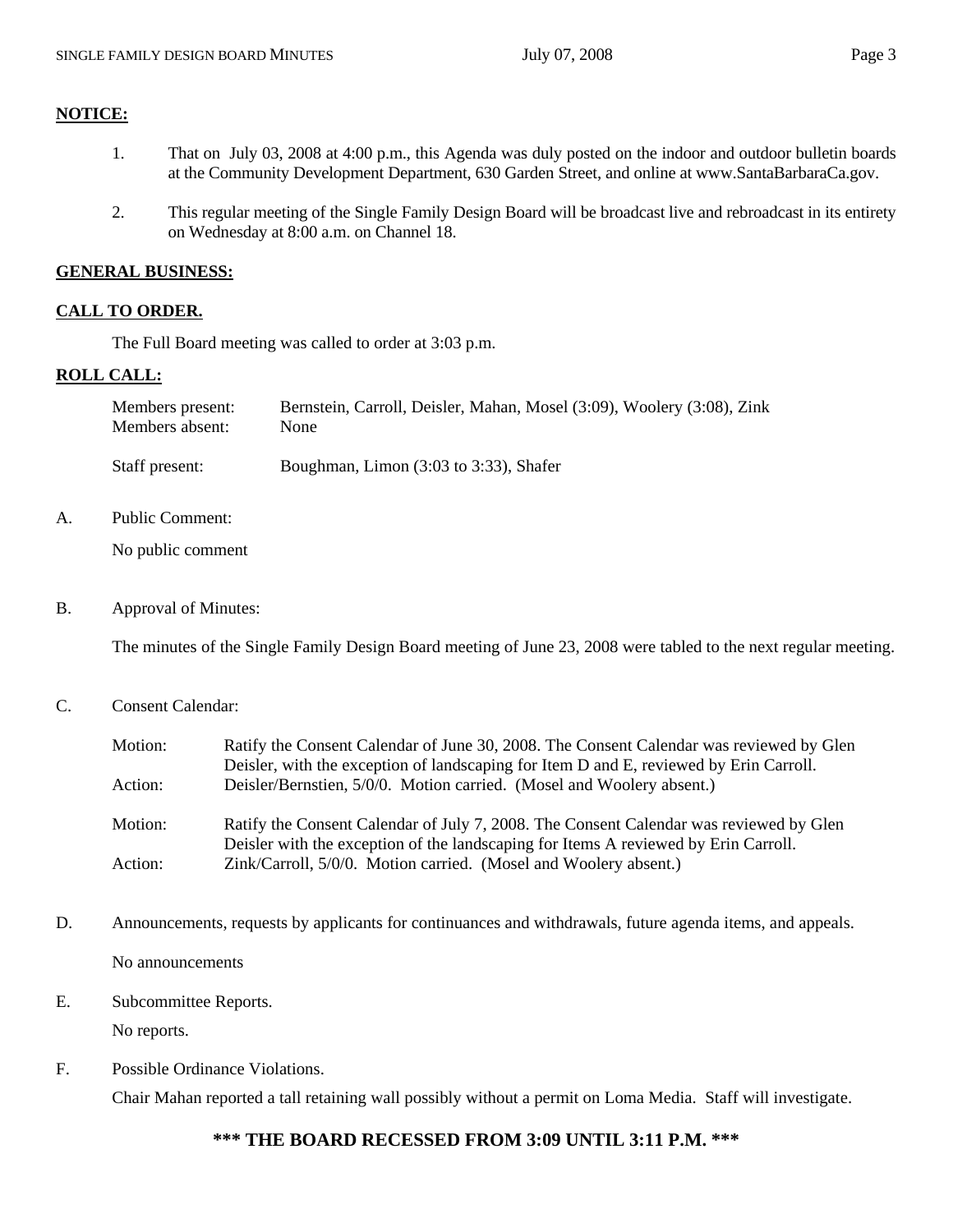**NOTICE:**

1. That on July 03, 2008 at 4:00 p.m., this Agenda was duly posted on the indoor and outdoor bulletin boards at the Community Development Department, 630 Garden Street, and online at www.SantaBarbaraCa.gov.

2. This regular meeting of the Single Family Design Board will be broadcast live and rebroadcast in its entirety on Wednesday at 8:00 a.m. on Channel 18.

**GENERAL BUSINESS:**

**CALL TO ORDER.**

The Full Board meeting was called to order at 3:03 p.m.

**ROLL CALL:**

Members present: Bernstein, Carroll, Deisler, Mahan, Mosel (3:09), Woolery (3:08), Zink
Members absent: None

Staff present: Boughman, Limon (3:03 to 3:33), Shafer

A. Public Comment:

No public comment

B. Approval of Minutes:

The minutes of the Single Family Design Board meeting of June 23, 2008 were tabled to the next regular meeting.

C. Consent Calendar:

Motion: Ratify the Consent Calendar of June 30, 2008. The Consent Calendar was reviewed by Glen Deisler, with the exception of landscaping for Item D and E, reviewed by Erin Carroll.
Action: Deisler/Bernstien, 5/0/0. Motion carried. (Mosel and Woolery absent.)

Motion: Ratify the Consent Calendar of July 7, 2008. The Consent Calendar was reviewed by Glen Deisler with the exception of the landscaping for Items A reviewed by Erin Carroll.
Action: Zink/Carroll, 5/0/0. Motion carried. (Mosel and Woolery absent.)

D. Announcements, requests by applicants for continuances and withdrawals, future agenda items, and appeals.

No announcements

E. Subcommittee Reports.

No reports.

F. Possible Ordinance Violations.

Chair Mahan reported a tall retaining wall possibly without a permit on Loma Media. Staff will investigate.

**\*\*\* THE BOARD RECESSED FROM 3:09 UNTIL 3:11 P.M. \*\*\***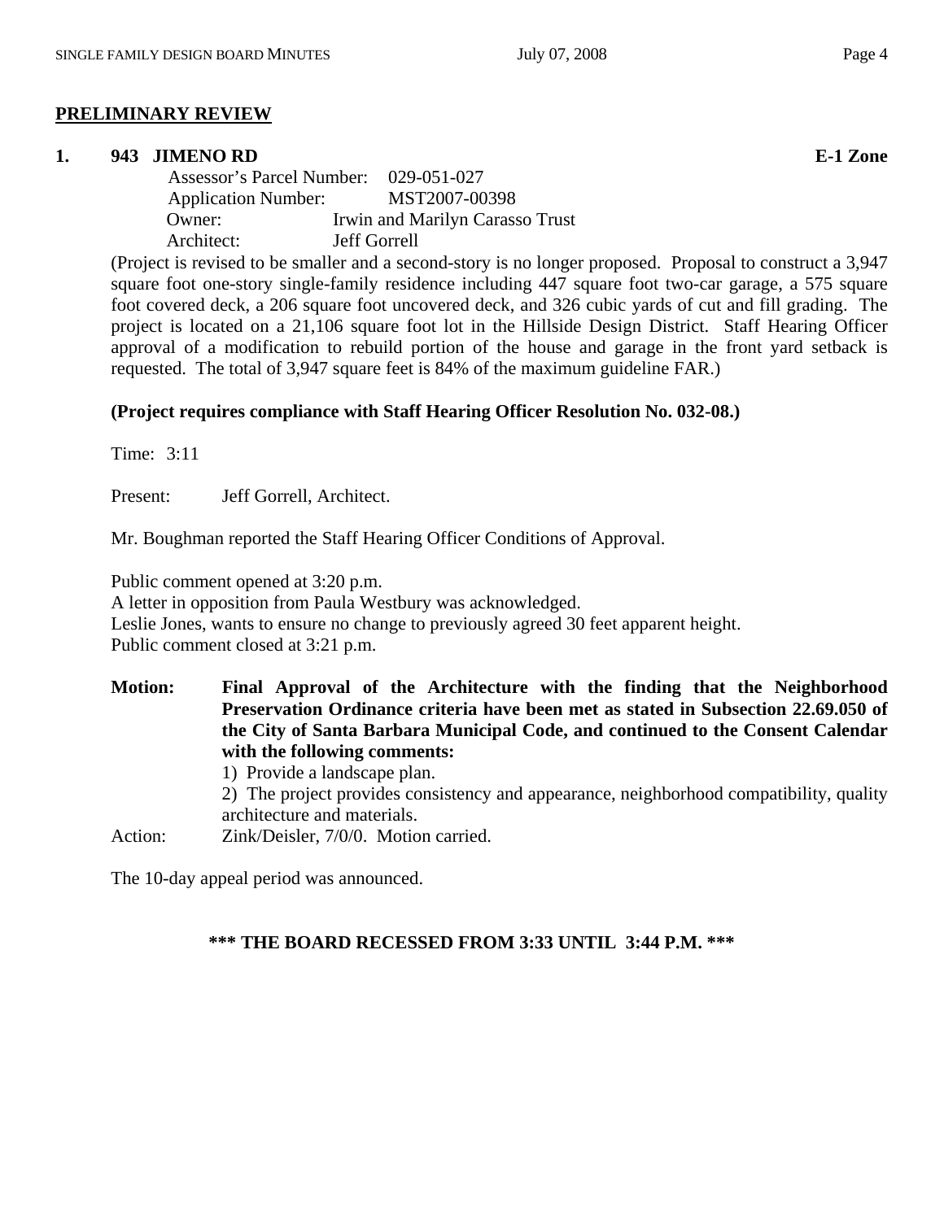## PRELIMINARY REVIEW

**1. 943 JIMENO RD** **E-1 Zone**

Assessor's Parcel Number: 029-051-027
Application Number: MST2007-00398
Owner: Irwin and Marilyn Carasso Trust
Architect: Jeff Gorrell

(Project is revised to be smaller and a second-story is no longer proposed. Proposal to construct a 3,947 square foot one-story single-family residence including 447 square foot two-car garage, a 575 square foot covered deck, a 206 square foot uncovered deck, and 326 cubic yards of cut and fill grading. The project is located on a 21,106 square foot lot in the Hillside Design District. Staff Hearing Officer approval of a modification to rebuild portion of the house and garage in the front yard setback is requested. The total of 3,947 square feet is 84% of the maximum guideline FAR.)

**(Project requires compliance with Staff Hearing Officer Resolution No. 032-08.)**

Time: 3:11

Present: Jeff Gorrell, Architect.

Mr. Boughman reported the Staff Hearing Officer Conditions of Approval.

Public comment opened at 3:20 p.m.
A letter in opposition from Paula Westbury was acknowledged.
Leslie Jones, wants to ensure no change to previously agreed 30 feet apparent height.
Public comment closed at 3:21 p.m.

**Motion: Final Approval of the Architecture with the finding that the Neighborhood Preservation Ordinance criteria have been met as stated in Subsection 22.69.050 of the City of Santa Barbara Municipal Code, and continued to the Consent Calendar with the following comments:**

1) Provide a landscape plan.
2) The project provides consistency and appearance, neighborhood compatibility, quality architecture and materials.

Action: Zink/Deisler, 7/0/0. Motion carried.

The 10-day appeal period was announced.

**\*\*\* THE BOARD RECESSED FROM 3:33 UNTIL 3:44 P.M. \*\*\***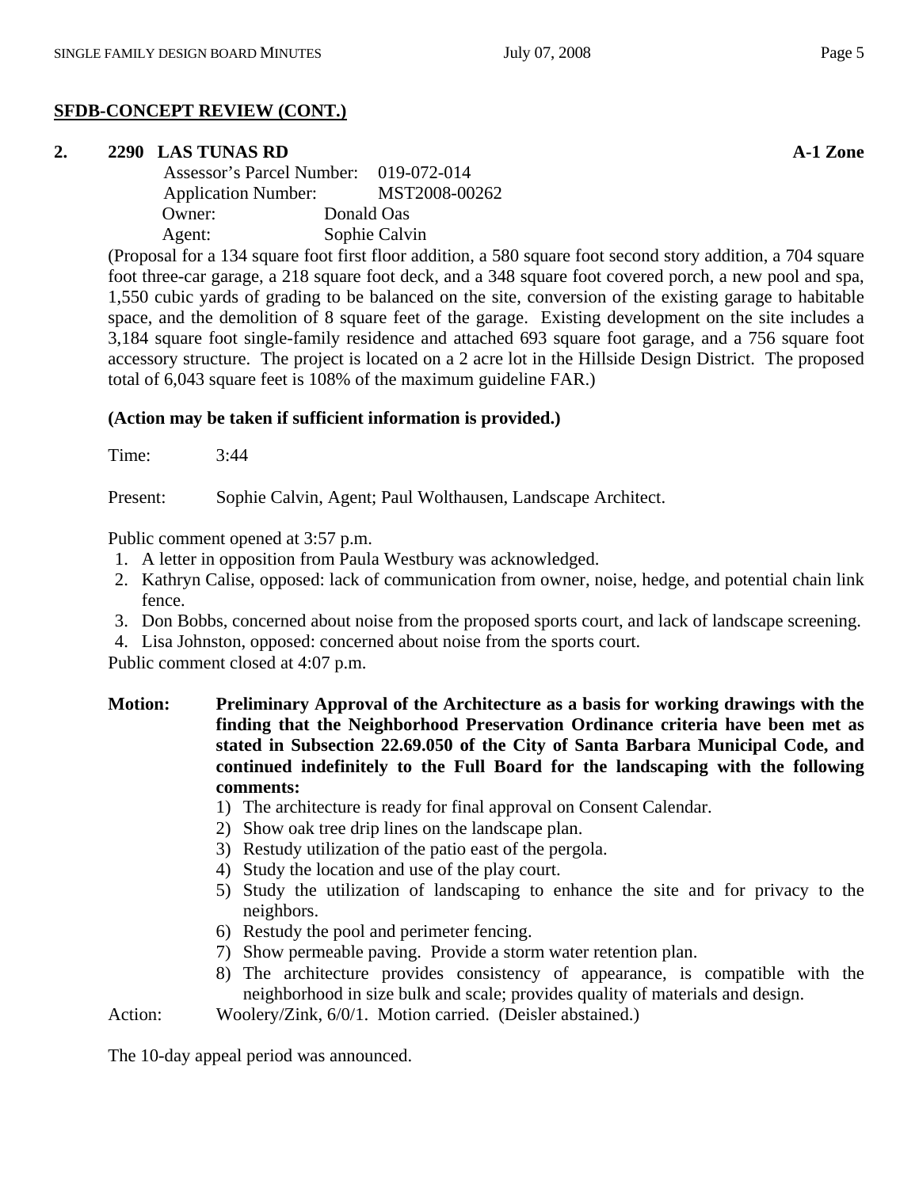## SFDB-CONCEPT REVIEW (CONT.)

**2. 2290 LAS TUNAS RD** **A-1 Zone**

Assessor's Parcel Number: 019-072-014
Application Number: MST2008-00262
Owner: Donald Oas
Agent: Sophie Calvin

(Proposal for a 134 square foot first floor addition, a 580 square foot second story addition, a 704 square foot three-car garage, a 218 square foot deck, and a 348 square foot covered porch, a new pool and spa, 1,550 cubic yards of grading to be balanced on the site, conversion of the existing garage to habitable space, and the demolition of 8 square feet of the garage. Existing development on the site includes a 3,184 square foot single-family residence and attached 693 square foot garage, and a 756 square foot accessory structure. The project is located on a 2 acre lot in the Hillside Design District. The proposed total of 6,043 square feet is 108% of the maximum guideline FAR.)

**(Action may be taken if sufficient information is provided.)**

Time: 3:44

Present: Sophie Calvin, Agent; Paul Wolthausen, Landscape Architect.

Public comment opened at 3:57 p.m.

1. A letter in opposition from Paula Westbury was acknowledged.
2. Kathryn Calise, opposed: lack of communication from owner, noise, hedge, and potential chain link fence.
3. Don Bobbs, concerned about noise from the proposed sports court, and lack of landscape screening.
4. Lisa Johnston, opposed: concerned about noise from the sports court.

Public comment closed at 4:07 p.m.

**Motion: Preliminary Approval of the Architecture as a basis for working drawings with the finding that the Neighborhood Preservation Ordinance criteria have been met as stated in Subsection 22.69.050 of the City of Santa Barbara Municipal Code, and continued indefinitely to the Full Board for the landscaping with the following comments:**

1) The architecture is ready for final approval on Consent Calendar.
2) Show oak tree drip lines on the landscape plan.
3) Restudy utilization of the patio east of the pergola.
4) Study the location and use of the play court.
5) Study the utilization of landscaping to enhance the site and for privacy to the neighbors.
6) Restudy the pool and perimeter fencing.
7) Show permeable paving. Provide a storm water retention plan.
8) The architecture provides consistency of appearance, is compatible with the neighborhood in size bulk and scale; provides quality of materials and design.

Action: Woolery/Zink, 6/0/1. Motion carried. (Deisler abstained.)

The 10-day appeal period was announced.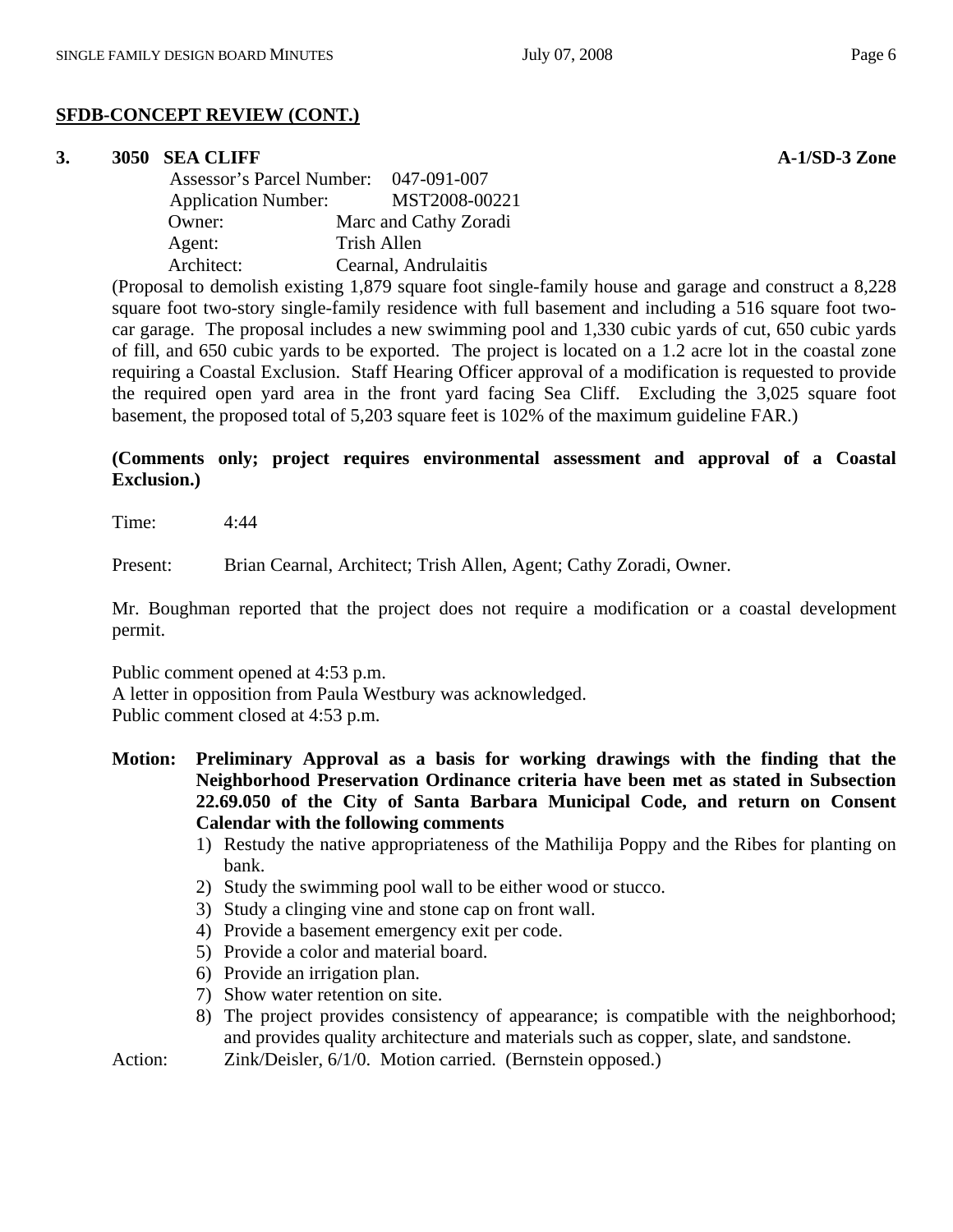**SFDB-CONCEPT REVIEW (CONT.)**

**3. 3050 SEA CLIFF** **A-1/SD-3 Zone**

Assessor's Parcel Number: 047-091-007
Application Number: MST2008-00221
Owner: Marc and Cathy Zoradi
Agent: Trish Allen
Architect: Cearnal, Andrulaitis

(Proposal to demolish existing 1,879 square foot single-family house and garage and construct a 8,228 square foot two-story single-family residence with full basement and including a 516 square foot two-car garage. The proposal includes a new swimming pool and 1,330 cubic yards of cut, 650 cubic yards of fill, and 650 cubic yards to be exported. The project is located on a 1.2 acre lot in the coastal zone requiring a Coastal Exclusion. Staff Hearing Officer approval of a modification is requested to provide the required open yard area in the front yard facing Sea Cliff. Excluding the 3,025 square foot basement, the proposed total of 5,203 square feet is 102% of the maximum guideline FAR.)

**(Comments only; project requires environmental assessment and approval of a Coastal Exclusion.)**

Time: 4:44

Present: Brian Cearnal, Architect; Trish Allen, Agent; Cathy Zoradi, Owner.

Mr. Boughman reported that the project does not require a modification or a coastal development permit.

Public comment opened at 4:53 p.m.
A letter in opposition from Paula Westbury was acknowledged.
Public comment closed at 4:53 p.m.

**Motion: Preliminary Approval as a basis for working drawings with the finding that the Neighborhood Preservation Ordinance criteria have been met as stated in Subsection 22.69.050 of the City of Santa Barbara Municipal Code, and return on Consent Calendar with the following comments**

1) Restudy the native appropriateness of the Mathilija Poppy and the Ribes for planting on bank.
2) Study the swimming pool wall to be either wood or stucco.
3) Study a clinging vine and stone cap on front wall.
4) Provide a basement emergency exit per code.
5) Provide a color and material board.
6) Provide an irrigation plan.
7) Show water retention on site.
8) The project provides consistency of appearance; is compatible with the neighborhood; and provides quality architecture and materials such as copper, slate, and sandstone.

Action: Zink/Deisler, 6/1/0. Motion carried. (Bernstein opposed.)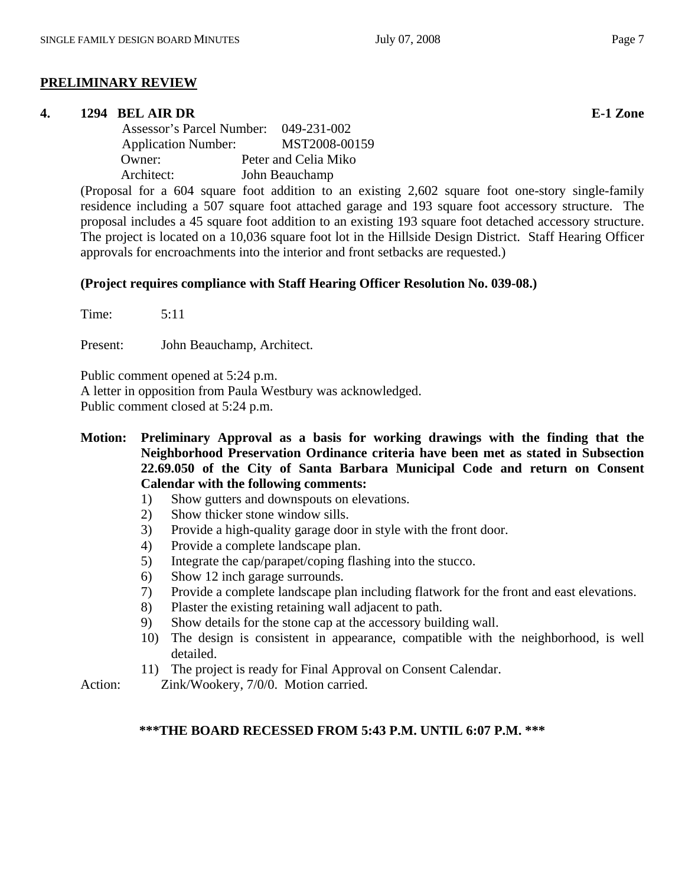## PRELIMINARY REVIEW

**4. 1294 BEL AIR DR** **E-1 Zone**

Assessor's Parcel Number: 049-231-002
Application Number: MST2008-00159
Owner: Peter and Celia Miko
Architect: John Beauchamp

(Proposal for a 604 square foot addition to an existing 2,602 square foot one-story single-family residence including a 507 square foot attached garage and 193 square foot accessory structure. The proposal includes a 45 square foot addition to an existing 193 square foot detached accessory structure. The project is located on a 10,036 square foot lot in the Hillside Design District. Staff Hearing Officer approvals for encroachments into the interior and front setbacks are requested.)

**(Project requires compliance with Staff Hearing Officer Resolution No. 039-08.)**

Time: 5:11

Present: John Beauchamp, Architect.

Public comment opened at 5:24 p.m.
A letter in opposition from Paula Westbury was acknowledged.
Public comment closed at 5:24 p.m.

**Motion: Preliminary Approval as a basis for working drawings with the finding that the Neighborhood Preservation Ordinance criteria have been met as stated in Subsection 22.69.050 of the City of Santa Barbara Municipal Code and return on Consent Calendar with the following comments:**

1) Show gutters and downspouts on elevations.
2) Show thicker stone window sills.
3) Provide a high-quality garage door in style with the front door.
4) Provide a complete landscape plan.
5) Integrate the cap/parapet/coping flashing into the stucco.
6) Show 12 inch garage surrounds.
7) Provide a complete landscape plan including flatwork for the front and east elevations.
8) Plaster the existing retaining wall adjacent to path.
9) Show details for the stone cap at the accessory building wall.
10) The design is consistent in appearance, compatible with the neighborhood, is well detailed.
11) The project is ready for Final Approval on Consent Calendar.

Action: Zink/Wookery, 7/0/0. Motion carried.

**\*\*\*THE BOARD RECESSED FROM 5:43 P.M. UNTIL 6:07 P.M. \*\*\***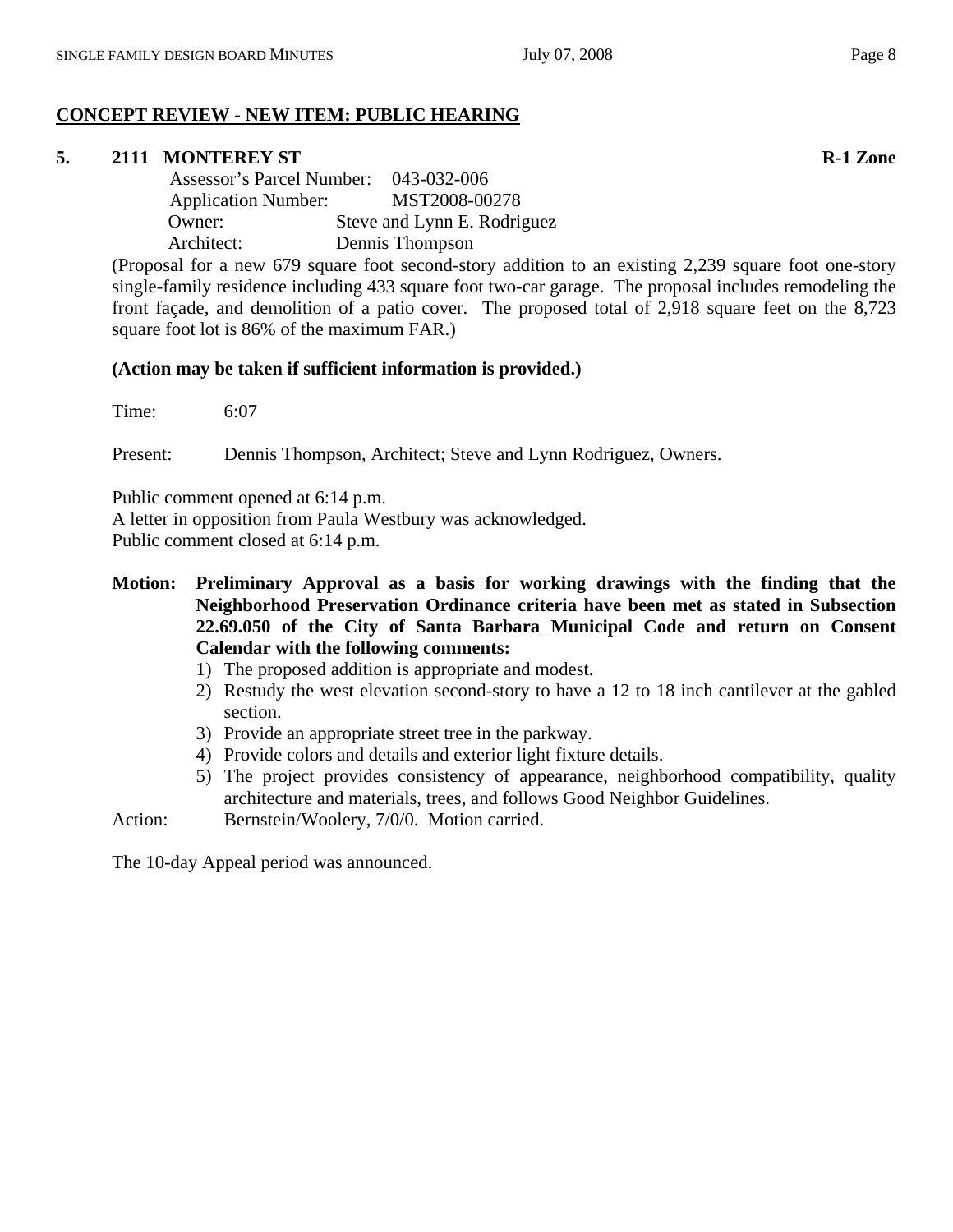## CONCEPT REVIEW - NEW ITEM: PUBLIC HEARING

**5. 2111 MONTEREY ST** **R-1 Zone**

Assessor's Parcel Number: 043-032-006
Application Number: MST2008-00278
Owner: Steve and Lynn E. Rodriguez
Architect: Dennis Thompson

(Proposal for a new 679 square foot second-story addition to an existing 2,239 square foot one-story single-family residence including 433 square foot two-car garage. The proposal includes remodeling the front façade, and demolition of a patio cover. The proposed total of 2,918 square feet on the 8,723 square foot lot is 86% of the maximum FAR.)

**(Action may be taken if sufficient information is provided.)**

Time: 6:07

Present: Dennis Thompson, Architect; Steve and Lynn Rodriguez, Owners.

Public comment opened at 6:14 p.m.
A letter in opposition from Paula Westbury was acknowledged.
Public comment closed at 6:14 p.m.

**Motion: Preliminary Approval as a basis for working drawings with the finding that the Neighborhood Preservation Ordinance criteria have been met as stated in Subsection 22.69.050 of the City of Santa Barbara Municipal Code and return on Consent Calendar with the following comments:**

1) The proposed addition is appropriate and modest.
2) Restudy the west elevation second-story to have a 12 to 18 inch cantilever at the gabled section.
3) Provide an appropriate street tree in the parkway.
4) Provide colors and details and exterior light fixture details.
5) The project provides consistency of appearance, neighborhood compatibility, quality architecture and materials, trees, and follows Good Neighbor Guidelines.

Action: Bernstein/Woolery, 7/0/0. Motion carried.

The 10-day Appeal period was announced.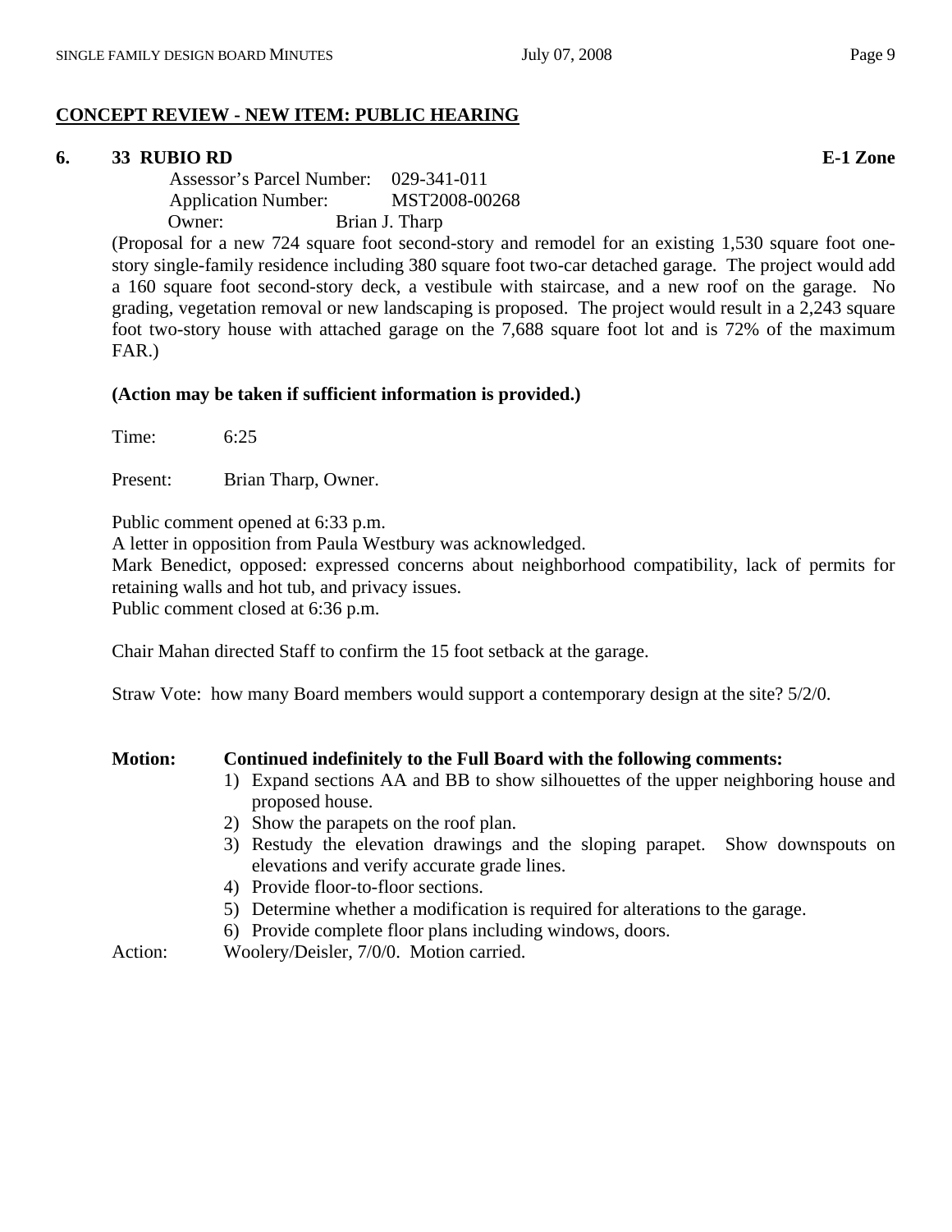## CONCEPT REVIEW - NEW ITEM: PUBLIC HEARING

### 6. 33 RUBIO RD — E-1 Zone

Assessor's Parcel Number: 029-341-011
Application Number: MST2008-00268
Owner: Brian J. Tharp

(Proposal for a new 724 square foot second-story and remodel for an existing 1,530 square foot one-story single-family residence including 380 square foot two-car detached garage. The project would add a 160 square foot second-story deck, a vestibule with staircase, and a new roof on the garage. No grading, vegetation removal or new landscaping is proposed. The project would result in a 2,243 square foot two-story house with attached garage on the 7,688 square foot lot and is 72% of the maximum FAR.)

**(Action may be taken if sufficient information is provided.)**

Time: 6:25

Present: Brian Tharp, Owner.

Public comment opened at 6:33 p.m.
A letter in opposition from Paula Westbury was acknowledged.
Mark Benedict, opposed: expressed concerns about neighborhood compatibility, lack of permits for retaining walls and hot tub, and privacy issues.
Public comment closed at 6:36 p.m.

Chair Mahan directed Staff to confirm the 15 foot setback at the garage.

Straw Vote: how many Board members would support a contemporary design at the site? 5/2/0.

**Motion: Continued indefinitely to the Full Board with the following comments:**

1) Expand sections AA and BB to show silhouettes of the upper neighboring house and proposed house.
2) Show the parapets on the roof plan.
3) Restudy the elevation drawings and the sloping parapet. Show downspouts on elevations and verify accurate grade lines.
4) Provide floor-to-floor sections.
5) Determine whether a modification is required for alterations to the garage.
6) Provide complete floor plans including windows, doors.

Action: Woolery/Deisler, 7/0/0. Motion carried.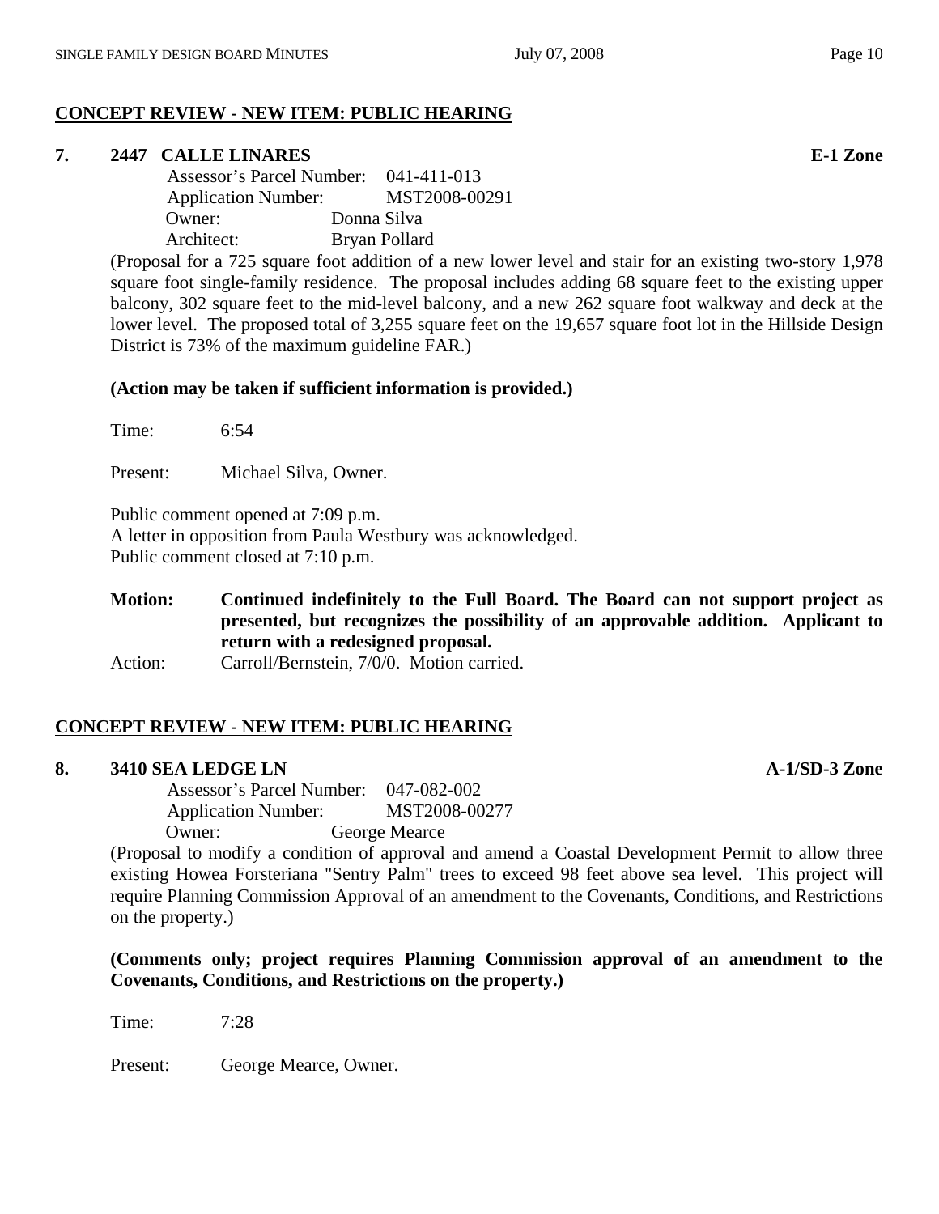## CONCEPT REVIEW - NEW ITEM: PUBLIC HEARING

### 7. 2447 CALLE LINARES — E-1 Zone

Assessor's Parcel Number: 041-411-013
Application Number: MST2008-00291
Owner: Donna Silva
Architect: Bryan Pollard

(Proposal for a 725 square foot addition of a new lower level and stair for an existing two-story 1,978 square foot single-family residence. The proposal includes adding 68 square feet to the existing upper balcony, 302 square feet to the mid-level balcony, and a new 262 square foot walkway and deck at the lower level. The proposed total of 3,255 square feet on the 19,657 square foot lot in the Hillside Design District is 73% of the maximum guideline FAR.)

**(Action may be taken if sufficient information is provided.)**

Time: 6:54

Present: Michael Silva, Owner.

Public comment opened at 7:09 p.m.
A letter in opposition from Paula Westbury was acknowledged.
Public comment closed at 7:10 p.m.

**Motion: Continued indefinitely to the Full Board. The Board can not support project as presented, but recognizes the possibility of an approvable addition. Applicant to return with a redesigned proposal.**

Action: Carroll/Bernstein, 7/0/0. Motion carried.

## CONCEPT REVIEW - NEW ITEM: PUBLIC HEARING

### 8. 3410 SEA LEDGE LN — A-1/SD-3 Zone

Assessor's Parcel Number: 047-082-002
Application Number: MST2008-00277
Owner: George Mearce

(Proposal to modify a condition of approval and amend a Coastal Development Permit to allow three existing Howea Forsteriana "Sentry Palm" trees to exceed 98 feet above sea level. This project will require Planning Commission Approval of an amendment to the Covenants, Conditions, and Restrictions on the property.)

**(Comments only; project requires Planning Commission approval of an amendment to the Covenants, Conditions, and Restrictions on the property.)**

Time: 7:28

Present: George Mearce, Owner.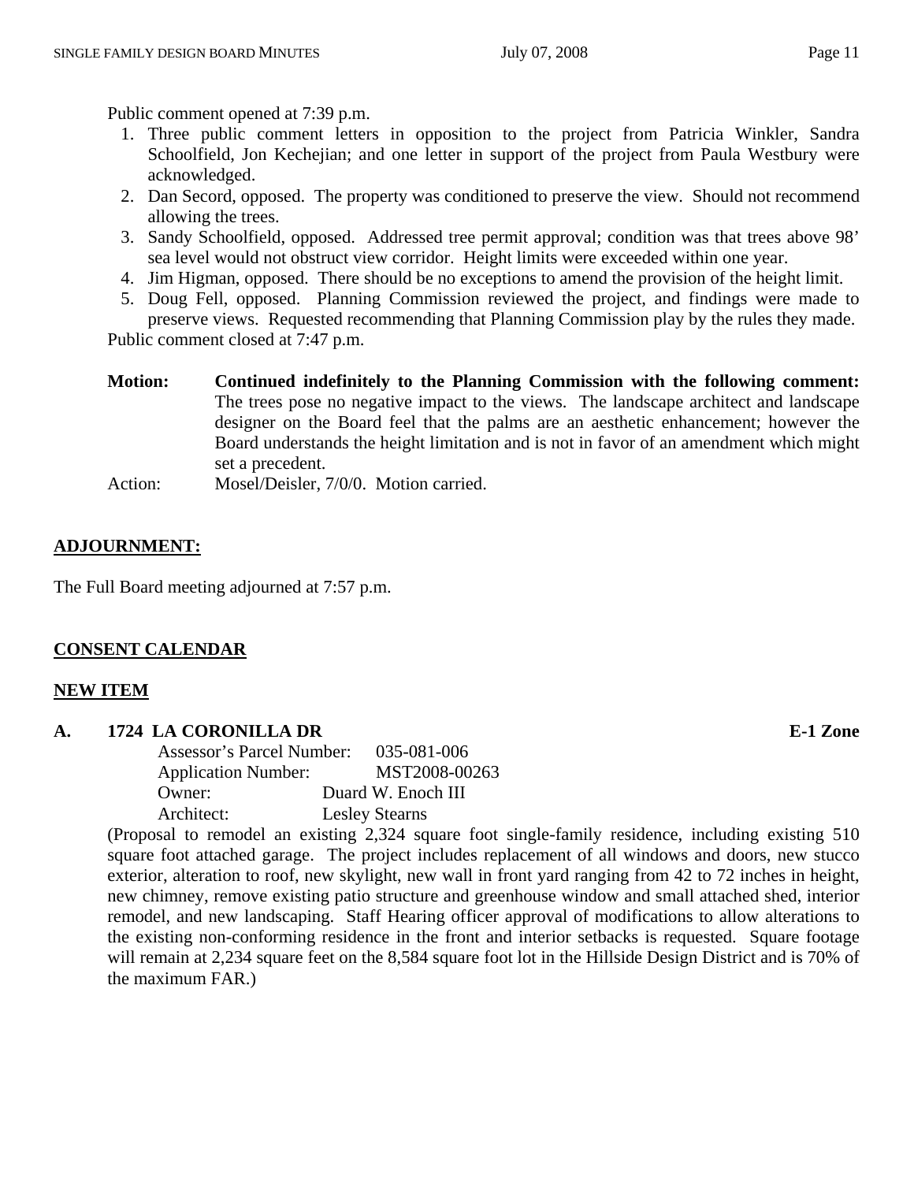Public comment opened at 7:39 p.m.

1. Three public comment letters in opposition to the project from Patricia Winkler, Sandra Schoolfield, Jon Kechejian; and one letter in support of the project from Paula Westbury were acknowledged.
2. Dan Secord, opposed. The property was conditioned to preserve the view. Should not recommend allowing the trees.
3. Sandy Schoolfield, opposed. Addressed tree permit approval; condition was that trees above 98' sea level would not obstruct view corridor. Height limits were exceeded within one year.
4. Jim Higman, opposed. There should be no exceptions to amend the provision of the height limit.
5. Doug Fell, opposed. Planning Commission reviewed the project, and findings were made to preserve views. Requested recommending that Planning Commission play by the rules they made.

Public comment closed at 7:47 p.m.

**Motion:** **Continued indefinitely to the Planning Commission with the following comment:** The trees pose no negative impact to the views. The landscape architect and landscape designer on the Board feel that the palms are an aesthetic enhancement; however the Board understands the height limitation and is not in favor of an amendment which might set a precedent.

Action: Mosel/Deisler, 7/0/0. Motion carried.

## ADJOURNMENT:

The Full Board meeting adjourned at 7:57 p.m.

## CONSENT CALENDAR

## NEW ITEM

### A. 1724 LA CORONILLA DR — E-1 Zone

Assessor's Parcel Number: 035-081-006
Application Number: MST2008-00263
Owner: Duard W. Enoch III
Architect: Lesley Stearns

(Proposal to remodel an existing 2,324 square foot single-family residence, including existing 510 square foot attached garage. The project includes replacement of all windows and doors, new stucco exterior, alteration to roof, new skylight, new wall in front yard ranging from 42 to 72 inches in height, new chimney, remove existing patio structure and greenhouse window and small attached shed, interior remodel, and new landscaping. Staff Hearing officer approval of modifications to allow alterations to the existing non-conforming residence in the front and interior setbacks is requested. Square footage will remain at 2,234 square feet on the 8,584 square foot lot in the Hillside Design District and is 70% of the maximum FAR.)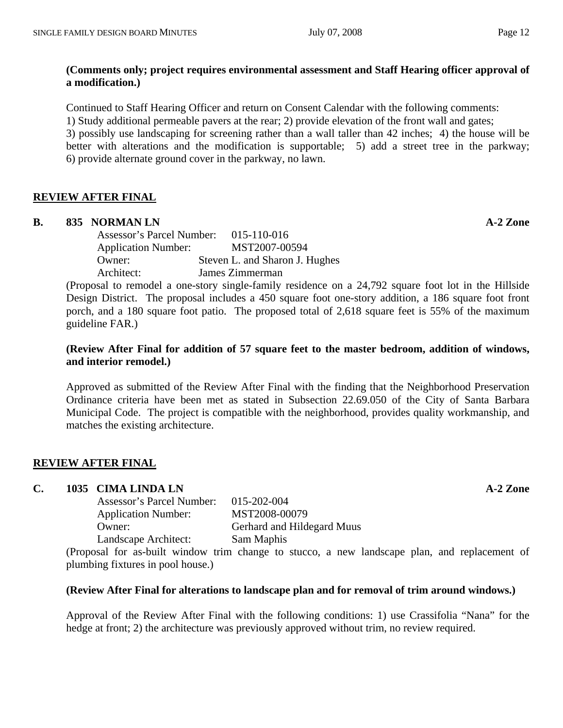**(Comments only; project requires environmental assessment and Staff Hearing officer approval of a modification.)**

Continued to Staff Hearing Officer and return on Consent Calendar with the following comments:
1) Study additional permeable pavers at the rear; 2) provide elevation of the front wall and gates;
3) possibly use landscaping for screening rather than a wall taller than 42 inches; 4) the house will be better with alterations and the modification is supportable; 5) add a street tree in the parkway; 6) provide alternate ground cover in the parkway, no lawn.

## REVIEW AFTER FINAL

### B. 835 NORMAN LN — A-2 Zone

Assessor's Parcel Number: 015-110-016
Application Number: MST2007-00594
Owner: Steven L. and Sharon J. Hughes
Architect: James Zimmerman

(Proposal to remodel a one-story single-family residence on a 24,792 square foot lot in the Hillside Design District. The proposal includes a 450 square foot one-story addition, a 186 square foot front porch, and a 180 square foot patio. The proposed total of 2,618 square feet is 55% of the maximum guideline FAR.)

**(Review After Final for addition of 57 square feet to the master bedroom, addition of windows, and interior remodel.)**

Approved as submitted of the Review After Final with the finding that the Neighborhood Preservation Ordinance criteria have been met as stated in Subsection 22.69.050 of the City of Santa Barbara Municipal Code. The project is compatible with the neighborhood, provides quality workmanship, and matches the existing architecture.

## REVIEW AFTER FINAL

### C. 1035 CIMA LINDA LN — A-2 Zone

Assessor's Parcel Number: 015-202-004
Application Number: MST2008-00079
Owner: Gerhard and Hildegard Muus
Landscape Architect: Sam Maphis

(Proposal for as-built window trim change to stucco, a new landscape plan, and replacement of plumbing fixtures in pool house.)

**(Review After Final for alterations to landscape plan and for removal of trim around windows.)**

Approval of the Review After Final with the following conditions: 1) use Crassifolia "Nana" for the hedge at front; 2) the architecture was previously approved without trim, no review required.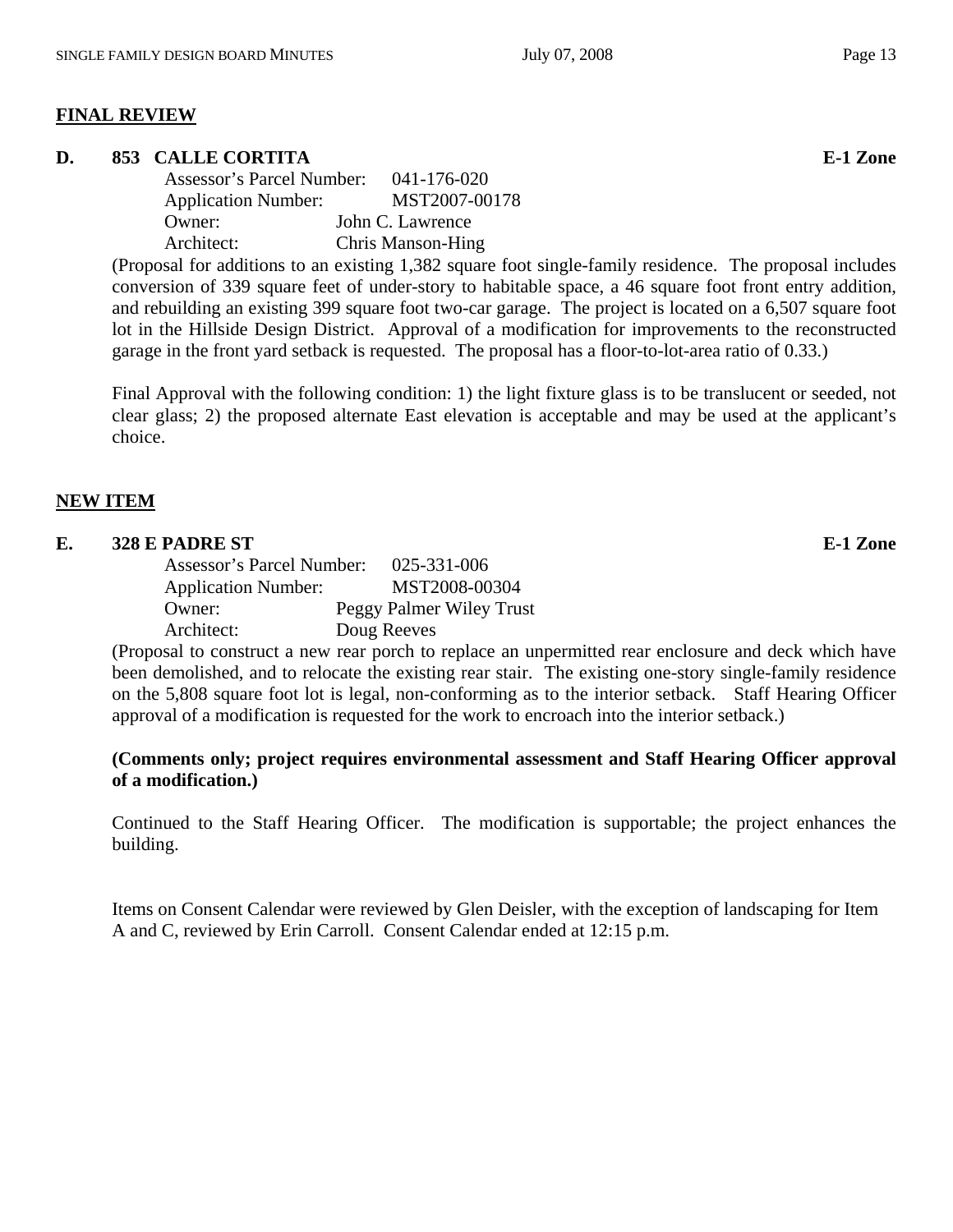## FINAL REVIEW

### D. 853 CALLE CORTITA — E-1 Zone

Assessor's Parcel Number: 041-176-020
Application Number: MST2007-00178
Owner: John C. Lawrence
Architect: Chris Manson-Hing

(Proposal for additions to an existing 1,382 square foot single-family residence. The proposal includes conversion of 339 square feet of under-story to habitable space, a 46 square foot front entry addition, and rebuilding an existing 399 square foot two-car garage. The project is located on a 6,507 square foot lot in the Hillside Design District. Approval of a modification for improvements to the reconstructed garage in the front yard setback is requested. The proposal has a floor-to-lot-area ratio of 0.33.)

Final Approval with the following condition: 1) the light fixture glass is to be translucent or seeded, not clear glass; 2) the proposed alternate East elevation is acceptable and may be used at the applicant's choice.

## NEW ITEM

### E. 328 E PADRE ST — E-1 Zone

Assessor's Parcel Number: 025-331-006
Application Number: MST2008-00304
Owner: Peggy Palmer Wiley Trust
Architect: Doug Reeves

(Proposal to construct a new rear porch to replace an unpermitted rear enclosure and deck which have been demolished, and to relocate the existing rear stair. The existing one-story single-family residence on the 5,808 square foot lot is legal, non-conforming as to the interior setback. Staff Hearing Officer approval of a modification is requested for the work to encroach into the interior setback.)

**(Comments only; project requires environmental assessment and Staff Hearing Officer approval of a modification.)**

Continued to the Staff Hearing Officer. The modification is supportable; the project enhances the building.

Items on Consent Calendar were reviewed by Glen Deisler, with the exception of landscaping for Item A and C, reviewed by Erin Carroll. Consent Calendar ended at 12:15 p.m.